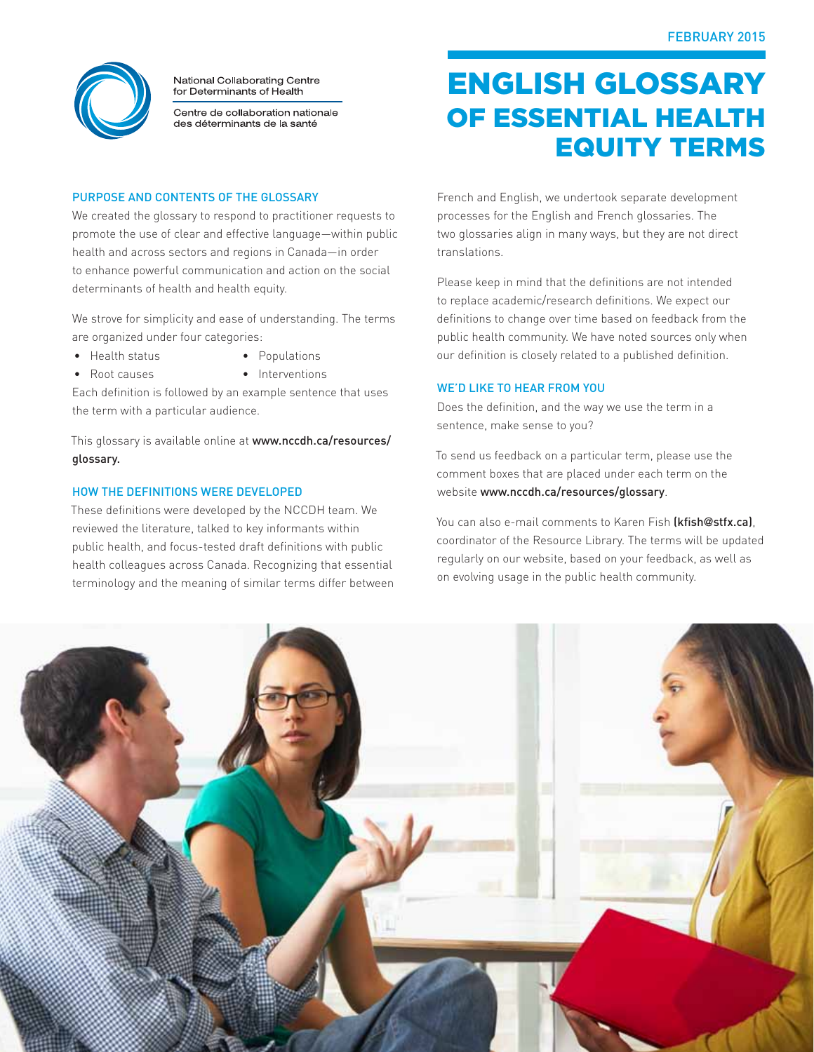FEBRUARY 2015

National Collaborating Centre for Determinants of Health

Centre de collaboration nationale des déterminants de la santé

# ENGLISH GLOSSARY OF ESSENTIAL HEALTH EQUITY TERMS

## PURPOSE AND CONTENTS OF THE GLOSSARY

We created the glossary to respond to practitioner requests to promote the use of clear and effective language—within public health and across sectors and regions in Canada—in order to enhance powerful communication and action on the social determinants of health and health equity.

We strove for simplicity and ease of understanding. The terms are organized under four categories:

- Health status
- Root causes
- Populations
- Interventions

Each definition is followed by an example sentence that uses the term with a particular audience.

This glossary is available online at **www.nccdh.ca/resources/glossary.**

## HOW THE DEFINITIONS WERE DEVELOPED

These definitions were developed by the NCCDH team. We reviewed the literature, talked to key informants within public health, and focus-tested draft definitions with public health colleagues across Canada. Recognizing that essential terminology and the meaning of similar terms differ between French and English, we undertook separate development processes for the English and French glossaries. The two glossaries align in many ways, but they are not direct translations.

Please keep in mind that the definitions are not intended to replace academic/research definitions. We expect our definitions to change over time based on feedback from the public health community. We have noted sources only when our definition is closely related to a published definition.

## WE'D LIKE TO HEAR FROM YOU

Does the definition, and the way we use the term in a sentence, make sense to you?

To send us feedback on a particular term, please use the comment boxes that are placed under each term on the website **www.nccdh.ca/resources/glossary**.

You can also e-mail comments to Karen Fish **(kfish@stfx.ca)**, coordinator of the Resource Library. The terms will be updated regularly on our website, based on your feedback, as well as on evolving usage in the public health community.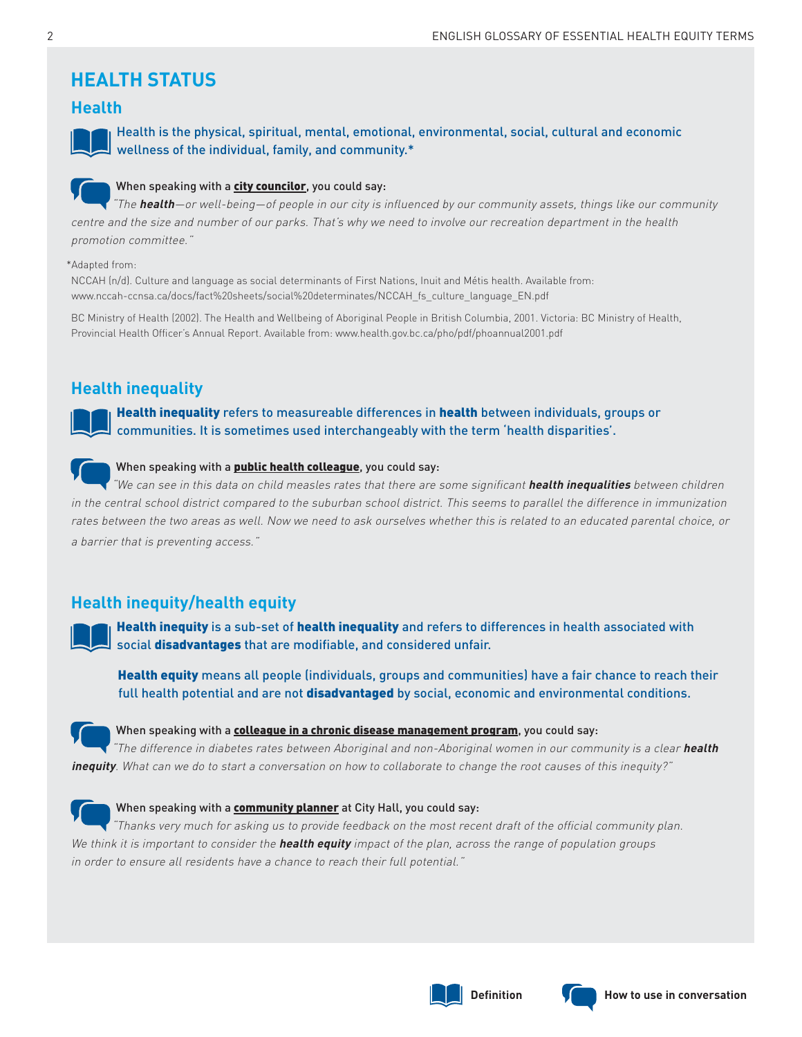# HEALTH STATUS

## Health

Health is the physical, spiritual, mental, emotional, environmental, social, cultural and economic wellness of the individual, family, and community.*

When speaking with a **city councilor**, you could say:

*"The **health**—or well-being—of people in our city is influenced by our community assets, things like our community centre and the size and number of our parks. That's why we need to involve our recreation department in the health promotion committee."*

*Adapted from:

NCCAH (n/d). Culture and language as social determinants of First Nations, Inuit and Métis health. Available from: www.nccah-ccnsa.ca/docs/fact%20sheets/social%20determinates/NCCAH_fs_culture_language_EN.pdf

BC Ministry of Health (2002). The Health and Wellbeing of Aboriginal People in British Columbia, 2001. Victoria: BC Ministry of Health, Provincial Health Officer's Annual Report. Available from: www.health.gov.bc.ca/pho/pdf/phoannual2001.pdf

## Health inequality

**Health inequality** refers to measureable differences in **health** between individuals, groups or communities. It is sometimes used interchangeably with the term 'health disparities'.

When speaking with a **public health colleague**, you could say:

*"We can see in this data on child measles rates that there are some significant **health inequalities** between children in the central school district compared to the suburban school district. This seems to parallel the difference in immunization rates between the two areas as well. Now we need to ask ourselves whether this is related to an educated parental choice, or a barrier that is preventing access."*

## Health inequity/health equity

**Health inequity** is a sub-set of **health inequality** and refers to differences in health associated with social **disadvantages** that are modifiable, and considered unfair.

**Health equity** means all people (individuals, groups and communities) have a fair chance to reach their full health potential and are not **disadvantaged** by social, economic and environmental conditions.

When speaking with a **colleague in a chronic disease management program**, you could say:

*"The difference in diabetes rates between Aboriginal and non-Aboriginal women in our community is a clear **health inequity**. What can we do to start a conversation on how to collaborate to change the root causes of this inequity?"*

When speaking with a **community planner** at City Hall, you could say:

*"Thanks very much for asking us to provide feedback on the most recent draft of the official community plan. We think it is important to consider the **health equity** impact of the plan, across the range of population groups in order to ensure all residents have a chance to reach their full potential."*

Definition | How to use in conversation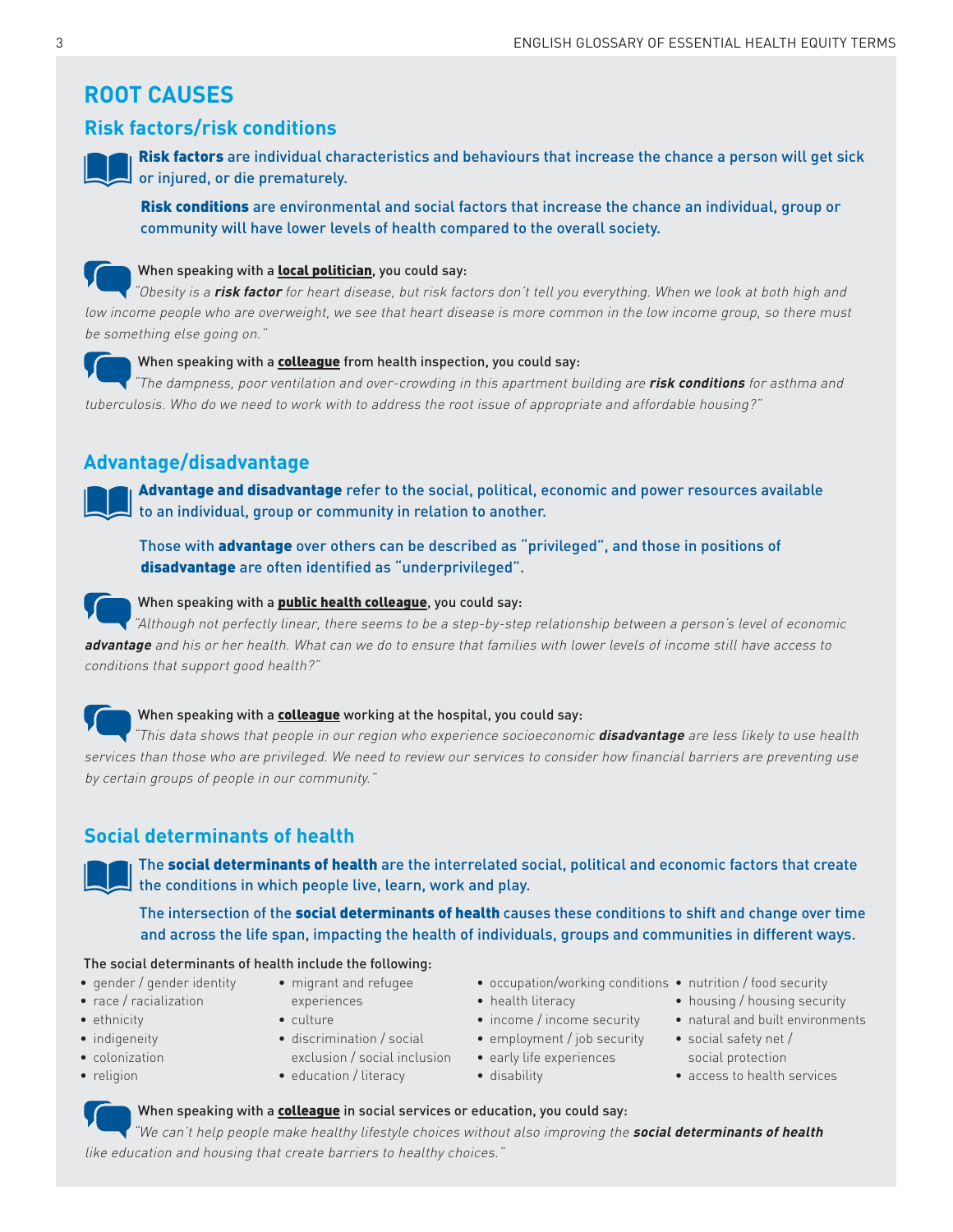# ROOT CAUSES

## Risk factors/risk conditions

**Risk factors** are individual characteristics and behaviours that increase the chance a person will get sick or injured, or die prematurely.

**Risk conditions** are environmental and social factors that increase the chance an individual, group or community will have lower levels of health compared to the overall society.

When speaking with a **local politician**, you could say:

*"Obesity is a **risk factor** for heart disease, but risk factors don't tell you everything. When we look at both high and low income people who are overweight, we see that heart disease is more common in the low income group, so there must be something else going on."*

When speaking with a **colleague** from health inspection, you could say:

*"The dampness, poor ventilation and over-crowding in this apartment building are **risk conditions** for asthma and tuberculosis. Who do we need to work with to address the root issue of appropriate and affordable housing?"*

## Advantage/disadvantage

**Advantage and disadvantage** refer to the social, political, economic and power resources available to an individual, group or community in relation to another.

Those with **advantage** over others can be described as "privileged", and those in positions of **disadvantage** are often identified as "underprivileged".

When speaking with a **public health colleague**, you could say:

*"Although not perfectly linear, there seems to be a step-by-step relationship between a person's level of economic **advantage** and his or her health. What can we do to ensure that families with lower levels of income still have access to conditions that support good health?"*

When speaking with a **colleague** working at the hospital, you could say:

*"This data shows that people in our region who experience socioeconomic **disadvantage** are less likely to use health services than those who are privileged. We need to review our services to consider how financial barriers are preventing use by certain groups of people in our community."*

## Social determinants of health

The **social determinants of health** are the interrelated social, political and economic factors that create the conditions in which people live, learn, work and play.

The intersection of the **social determinants of health** causes these conditions to shift and change over time and across the life span, impacting the health of individuals, groups and communities in different ways.

The social determinants of health include the following:

- gender / gender identity
- race / racialization
- ethnicity
- indigeneity
- colonization
- religion
- migrant and refugee experiences
- culture
- discrimination / social exclusion / social inclusion
- education / literacy
- occupation/working conditions
- health literacy
- income / income security
- employment / job security
- early life experiences
- disability
- nutrition / food security
- housing / housing security
- natural and built environments
- social safety net / social protection
- access to health services

When speaking with a **colleague** in social services or education, you could say:

*"We can't help people make healthy lifestyle choices without also improving the **social determinants of health** like education and housing that create barriers to healthy choices."*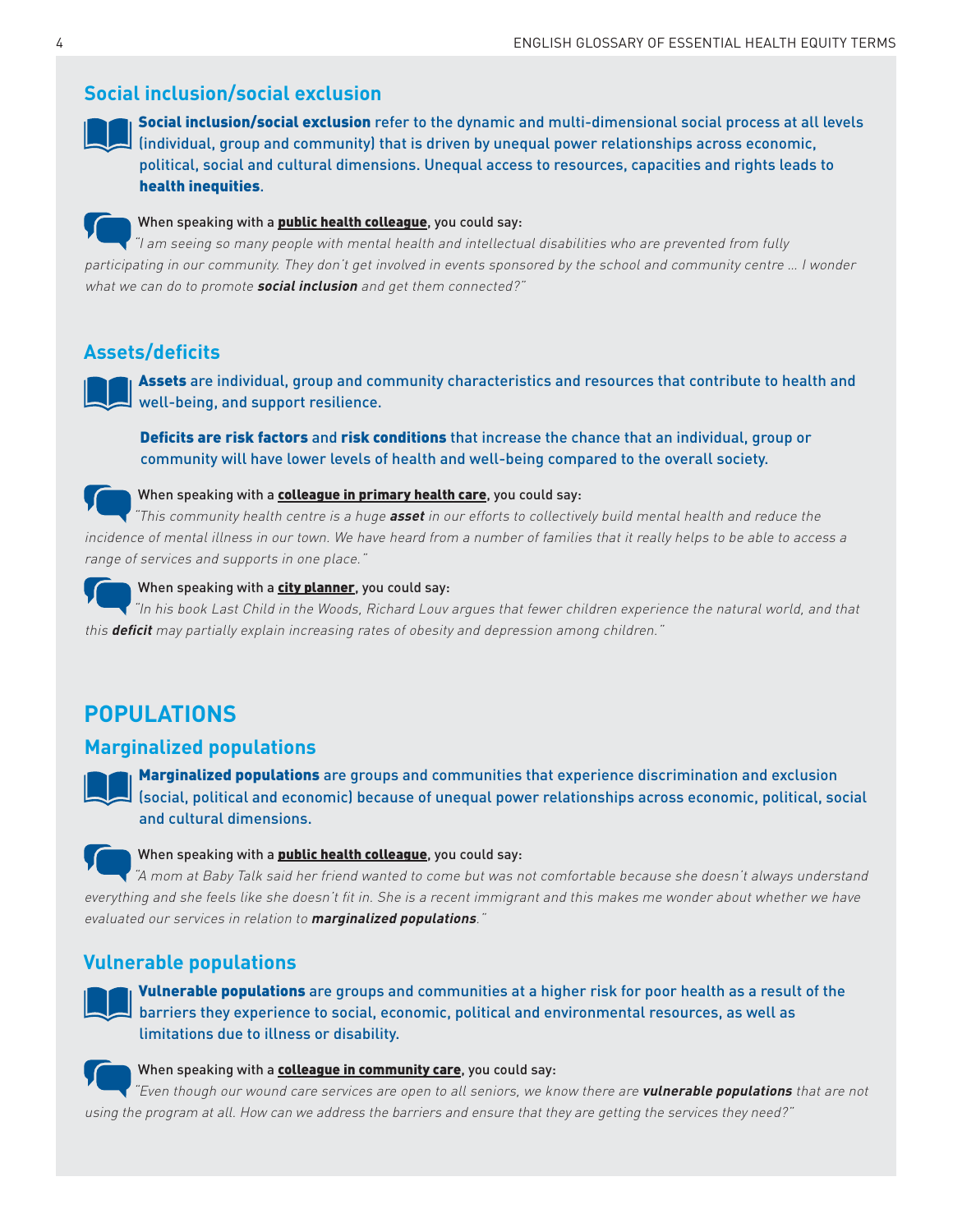## Social inclusion/social exclusion

**Social inclusion/social exclusion** refer to the dynamic and multi-dimensional social process at all levels (individual, group and community) that is driven by unequal power relationships across economic, political, social and cultural dimensions. Unequal access to resources, capacities and rights leads to **health inequities**.

When speaking with a **public health colleague**, you could say:

*"I am seeing so many people with mental health and intellectual disabilities who are prevented from fully participating in our community. They don't get involved in events sponsored by the school and community centre … I wonder what we can do to promote **social inclusion** and get them connected?"*

## Assets/deficits

**Assets** are individual, group and community characteristics and resources that contribute to health and well-being, and support resilience.

**Deficits are risk factors** and **risk conditions** that increase the chance that an individual, group or community will have lower levels of health and well-being compared to the overall society.

When speaking with a **colleague in primary health care**, you could say:

*"This community health centre is a huge **asset** in our efforts to collectively build mental health and reduce the incidence of mental illness in our town. We have heard from a number of families that it really helps to be able to access a range of services and supports in one place."*

When speaking with a **city planner**, you could say:

*"In his book Last Child in the Woods, Richard Louv argues that fewer children experience the natural world, and that this **deficit** may partially explain increasing rates of obesity and depression among children."*

# POPULATIONS

## Marginalized populations

**Marginalized populations** are groups and communities that experience discrimination and exclusion (social, political and economic) because of unequal power relationships across economic, political, social and cultural dimensions.

When speaking with a **public health colleague**, you could say:

*"A mom at Baby Talk said her friend wanted to come but was not comfortable because she doesn't always understand everything and she feels like she doesn't fit in. She is a recent immigrant and this makes me wonder about whether we have evaluated our services in relation to **marginalized populations**."*

## Vulnerable populations

**Vulnerable populations** are groups and communities at a higher risk for poor health as a result of the barriers they experience to social, economic, political and environmental resources, as well as limitations due to illness or disability.

When speaking with a **colleague in community care**, you could say:

*"Even though our wound care services are open to all seniors, we know there are **vulnerable populations** that are not using the program at all. How can we address the barriers and ensure that they are getting the services they need?"*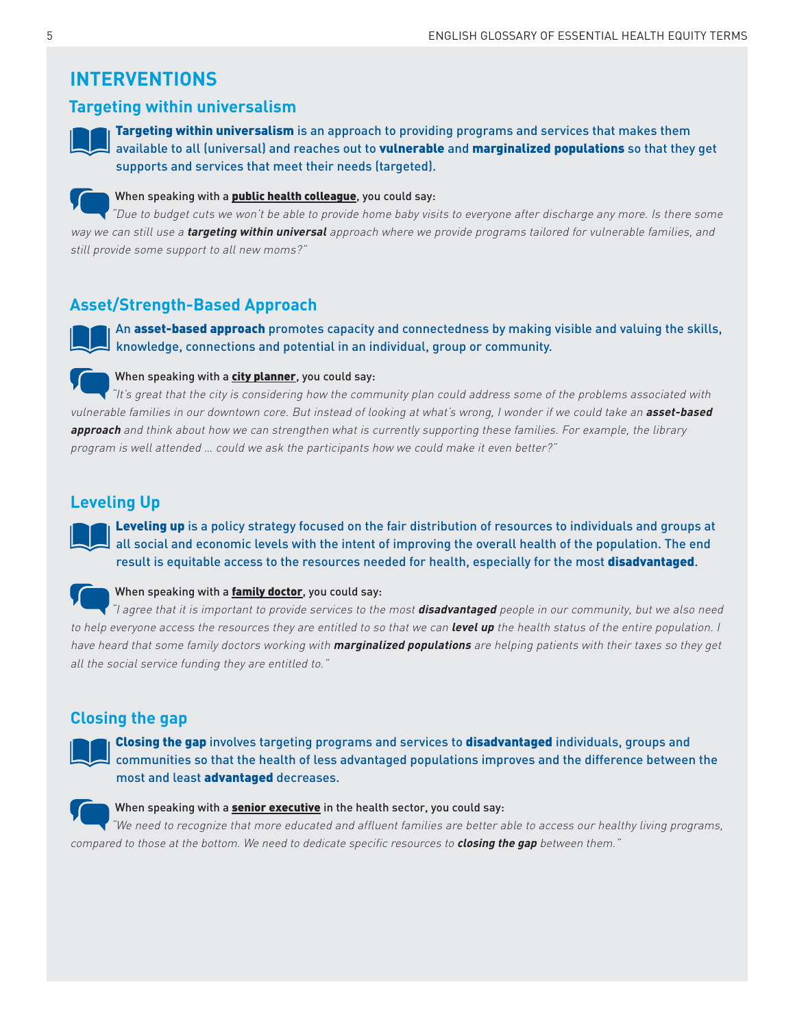# INTERVENTIONS

## Targeting within universalism

**Targeting within universalism** is an approach to providing programs and services that makes them available to all (universal) and reaches out to **vulnerable** and **marginalized populations** so that they get supports and services that meet their needs (targeted).

When speaking with a **public health colleague**, you could say:

*"Due to budget cuts we won't be able to provide home baby visits to everyone after discharge any more. Is there some way we can still use a **targeting within universal** approach where we provide programs tailored for vulnerable families, and still provide some support to all new moms?"*

## Asset/Strength-Based Approach

An **asset-based approach** promotes capacity and connectedness by making visible and valuing the skills, knowledge, connections and potential in an individual, group or community.

When speaking with a **city planner**, you could say:

*"It's great that the city is considering how the community plan could address some of the problems associated with vulnerable families in our downtown core. But instead of looking at what's wrong, I wonder if we could take an **asset-based approach** and think about how we can strengthen what is currently supporting these families. For example, the library program is well attended … could we ask the participants how we could make it even better?"*

## Leveling Up

**Leveling up** is a policy strategy focused on the fair distribution of resources to individuals and groups at all social and economic levels with the intent of improving the overall health of the population. The end result is equitable access to the resources needed for health, especially for the most **disadvantaged**.

When speaking with a **family doctor**, you could say:

*"I agree that it is important to provide services to the most **disadvantaged** people in our community, but we also need to help everyone access the resources they are entitled to so that we can **level up** the health status of the entire population. I have heard that some family doctors working with **marginalized populations** are helping patients with their taxes so they get all the social service funding they are entitled to."*

## Closing the gap

**Closing the gap** involves targeting programs and services to **disadvantaged** individuals, groups and communities so that the health of less advantaged populations improves and the difference between the most and least **advantaged** decreases.

When speaking with a **senior executive** in the health sector, you could say:

*"We need to recognize that more educated and affluent families are better able to access our healthy living programs, compared to those at the bottom. We need to dedicate specific resources to **closing the gap** between them."*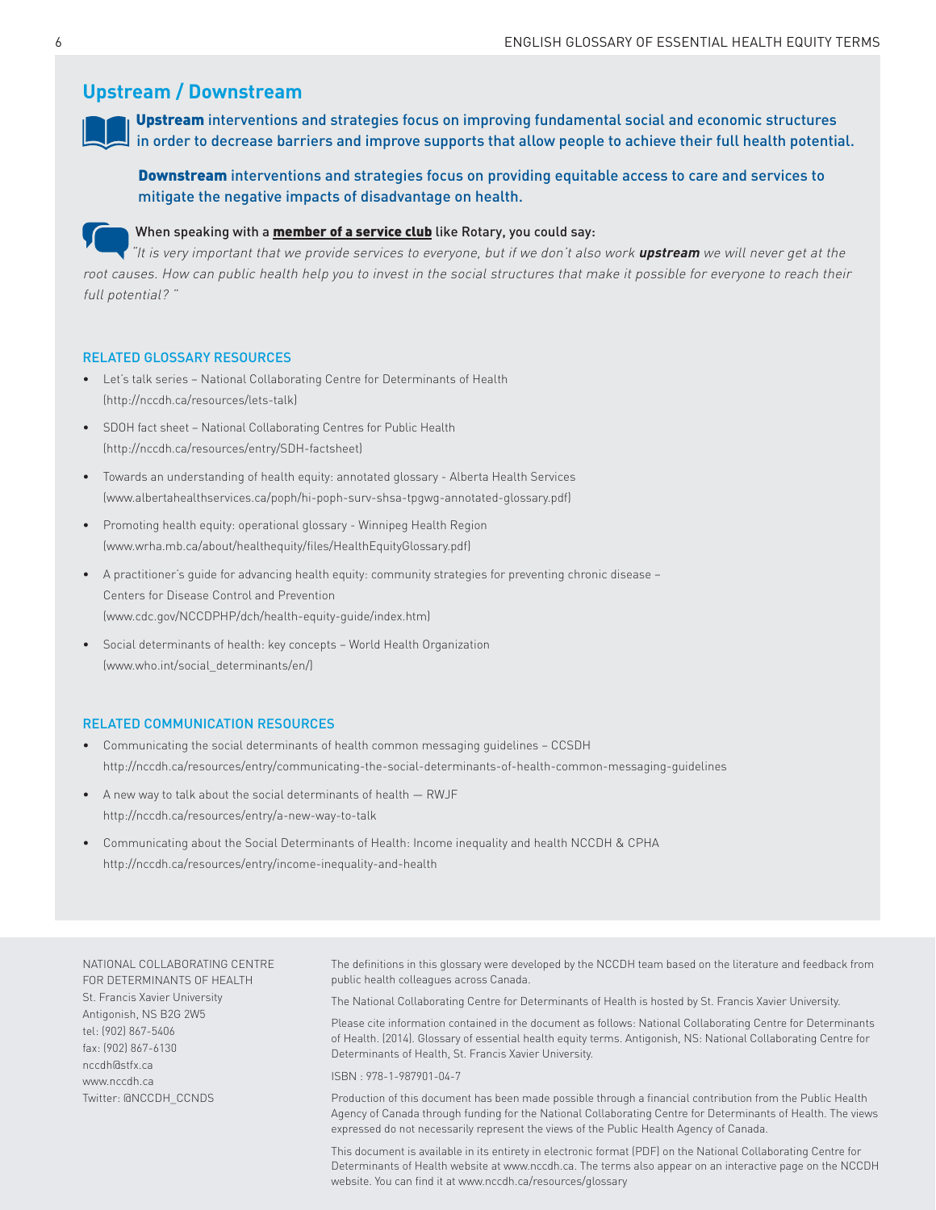## Upstream / Downstream

**Upstream** interventions and strategies focus on improving fundamental social and economic structures in order to decrease barriers and improve supports that allow people to achieve their full health potential.

**Downstream** interventions and strategies focus on providing equitable access to care and services to mitigate the negative impacts of disadvantage on health.

When speaking with a **member of a service club** like Rotary, you could say:

*"It is very important that we provide services to everyone, but if we don't also work **upstream** we will never get at the root causes. How can public health help you to invest in the social structures that make it possible for everyone to reach their full potential? "*

### RELATED GLOSSARY RESOURCES

- Let's talk series – National Collaborating Centre for Determinants of Health (http://nccdh.ca/resources/lets-talk)
- SDOH fact sheet – National Collaborating Centres for Public Health (http://nccdh.ca/resources/entry/SDH-factsheet)
- Towards an understanding of health equity: annotated glossary - Alberta Health Services (www.albertahealthservices.ca/poph/hi-poph-surv-shsa-tpgwg-annotated-glossary.pdf)
- Promoting health equity: operational glossary - Winnipeg Health Region (www.wrha.mb.ca/about/healthequity/files/HealthEquityGlossary.pdf)
- A practitioner's guide for advancing health equity: community strategies for preventing chronic disease – Centers for Disease Control and Prevention (www.cdc.gov/NCCDPHP/dch/health-equity-guide/index.htm)
- Social determinants of health: key concepts – World Health Organization (www.who.int/social_determinants/en/)

### RELATED COMMUNICATION RESOURCES

- Communicating the social determinants of health common messaging guidelines – CCSDH http://nccdh.ca/resources/entry/communicating-the-social-determinants-of-health-common-messaging-guidelines
- A new way to talk about the social determinants of health — RWJF http://nccdh.ca/resources/entry/a-new-way-to-talk
- Communicating about the Social Determinants of Health: Income inequality and health NCCDH & CPHA http://nccdh.ca/resources/entry/income-inequality-and-health

NATIONAL COLLABORATING CENTRE FOR DETERMINANTS OF HEALTH
St. Francis Xavier University
Antigonish, NS B2G 2W5
tel: (902) 867-5406
fax: (902) 867-6130
nccdh@stfx.ca
www.nccdh.ca
Twitter: @NCCDH_CCNDS

The definitions in this glossary were developed by the NCCDH team based on the literature and feedback from public health colleagues across Canada.

The National Collaborating Centre for Determinants of Health is hosted by St. Francis Xavier University.

Please cite information contained in the document as follows: National Collaborating Centre for Determinants of Health. (2014). Glossary of essential health equity terms. Antigonish, NS: National Collaborating Centre for Determinants of Health, St. Francis Xavier University.

ISBN : 978-1-987901-04-7

Production of this document has been made possible through a financial contribution from the Public Health Agency of Canada through funding for the National Collaborating Centre for Determinants of Health. The views expressed do not necessarily represent the views of the Public Health Agency of Canada.

This document is available in its entirety in electronic format (PDF) on the National Collaborating Centre for Determinants of Health website at www.nccdh.ca. The terms also appear on an interactive page on the NCCDH website. You can find it at www.nccdh.ca/resources/glossary